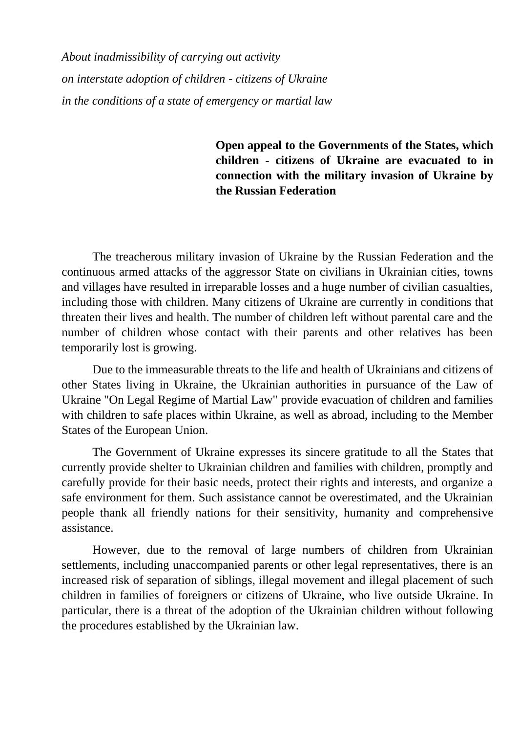*About inadmissibility of carrying out activity*
*on interstate adoption of children - citizens of Ukraine*
*in the conditions of a state of emergency or martial law*

**Open appeal to the Governments of the States, which children - citizens of Ukraine are evacuated to in connection with the military invasion of Ukraine by the Russian Federation**

The treacherous military invasion of Ukraine by the Russian Federation and the continuous armed attacks of the aggressor State on civilians in Ukrainian cities, towns and villages have resulted in irreparable losses and a huge number of civilian casualties, including those with children. Many citizens of Ukraine are currently in conditions that threaten their lives and health. The number of children left without parental care and the number of children whose contact with their parents and other relatives has been temporarily lost is growing.

Due to the immeasurable threats to the life and health of Ukrainians and citizens of other States living in Ukraine, the Ukrainian authorities in pursuance of the Law of Ukraine "On Legal Regime of Martial Law" provide evacuation of children and families with children to safe places within Ukraine, as well as abroad, including to the Member States of the European Union.

The Government of Ukraine expresses its sincere gratitude to all the States that currently provide shelter to Ukrainian children and families with children, promptly and carefully provide for their basic needs, protect their rights and interests, and organize a safe environment for them. Such assistance cannot be overestimated, and the Ukrainian people thank all friendly nations for their sensitivity, humanity and comprehensive assistance.

However, due to the removal of large numbers of children from Ukrainian settlements, including unaccompanied parents or other legal representatives, there is an increased risk of separation of siblings, illegal movement and illegal placement of such children in families of foreigners or citizens of Ukraine, who live outside Ukraine. In particular, there is a threat of the adoption of the Ukrainian children without following the procedures established by the Ukrainian law.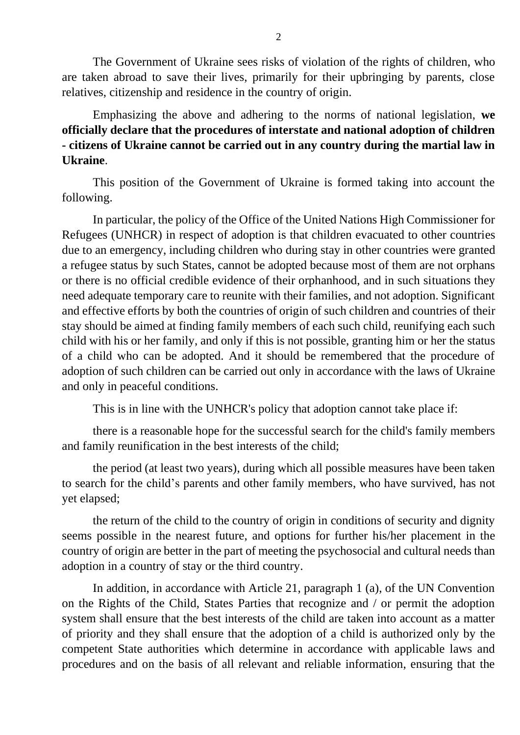The Government of Ukraine sees risks of violation of the rights of children, who are taken abroad to save their lives, primarily for their upbringing by parents, close relatives, citizenship and residence in the country of origin.

Emphasizing the above and adhering to the norms of national legislation, **we officially declare that the procedures of interstate and national adoption of children - citizens of Ukraine cannot be carried out in any country during the martial law in Ukraine**.

This position of the Government of Ukraine is formed taking into account the following.

In particular, the policy of the Office of the United Nations High Commissioner for Refugees (UNHCR) in respect of adoption is that children evacuated to other countries due to an emergency, including children who during stay in other countries were granted a refugee status by such States, cannot be adopted because most of them are not orphans or there is no official credible evidence of their orphanhood, and in such situations they need adequate temporary care to reunite with their families, and not adoption. Significant and effective efforts by both the countries of origin of such children and countries of their stay should be aimed at finding family members of each such child, reunifying each such child with his or her family, and only if this is not possible, granting him or her the status of a child who can be adopted. And it should be remembered that the procedure of adoption of such children can be carried out only in accordance with the laws of Ukraine and only in peaceful conditions.

This is in line with the UNHCR's policy that adoption cannot take place if:

there is a reasonable hope for the successful search for the child's family members and family reunification in the best interests of the child;

the period (at least two years), during which all possible measures have been taken to search for the child's parents and other family members, who have survived, has not yet elapsed;

the return of the child to the country of origin in conditions of security and dignity seems possible in the nearest future, and options for further his/her placement in the country of origin are better in the part of meeting the psychosocial and cultural needs than adoption in a country of stay or the third country.

In addition, in accordance with Article 21, paragraph 1 (a), of the UN Convention on the Rights of the Child, States Parties that recognize and / or permit the adoption system shall ensure that the best interests of the child are taken into account as a matter of priority and they shall ensure that the adoption of a child is authorized only by the competent State authorities which determine in accordance with applicable laws and procedures and on the basis of all relevant and reliable information, ensuring that the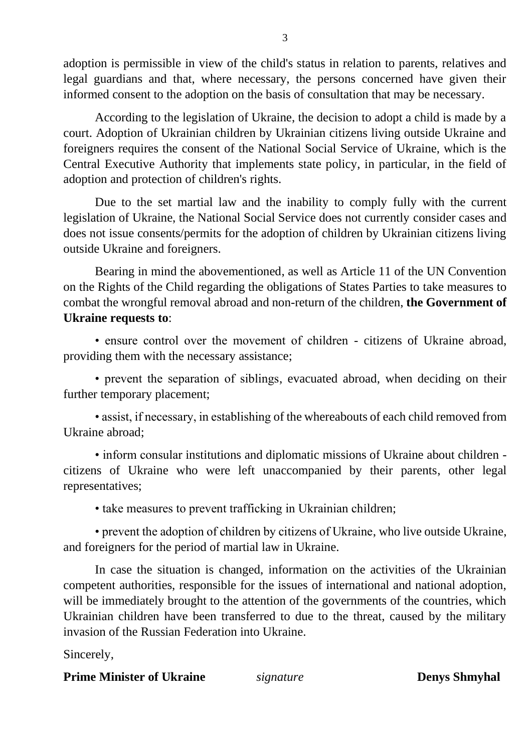adoption is permissible in view of the child's status in relation to parents, relatives and legal guardians and that, where necessary, the persons concerned have given their informed consent to the adoption on the basis of consultation that may be necessary.

According to the legislation of Ukraine, the decision to adopt a child is made by a court. Adoption of Ukrainian children by Ukrainian citizens living outside Ukraine and foreigners requires the consent of the National Social Service of Ukraine, which is the Central Executive Authority that implements state policy, in particular, in the field of adoption and protection of children's rights.

Due to the set martial law and the inability to comply fully with the current legislation of Ukraine, the National Social Service does not currently consider cases and does not issue consents/permits for the adoption of children by Ukrainian citizens living outside Ukraine and foreigners.

Bearing in mind the abovementioned, as well as Article 11 of the UN Convention on the Rights of the Child regarding the obligations of States Parties to take measures to combat the wrongful removal abroad and non-return of the children, **the Government of Ukraine requests to**:

- ensure control over the movement of children - citizens of Ukraine abroad, providing them with the necessary assistance;

- prevent the separation of siblings, evacuated abroad, when deciding on their further temporary placement;

- assist, if necessary, in establishing of the whereabouts of each child removed from Ukraine abroad;

- inform consular institutions and diplomatic missions of Ukraine about children - citizens of Ukraine who were left unaccompanied by their parents, other legal representatives;

- take measures to prevent trafficking in Ukrainian children;

- prevent the adoption of children by citizens of Ukraine, who live outside Ukraine, and foreigners for the period of martial law in Ukraine.

In case the situation is changed, information on the activities of the Ukrainian competent authorities, responsible for the issues of international and national adoption, will be immediately brought to the attention of the governments of the countries, which Ukrainian children have been transferred to due to the threat, caused by the military invasion of the Russian Federation into Ukraine.

Sincerely,

**Prime Minister of Ukraine** *signature* **Denys Shmyhal**